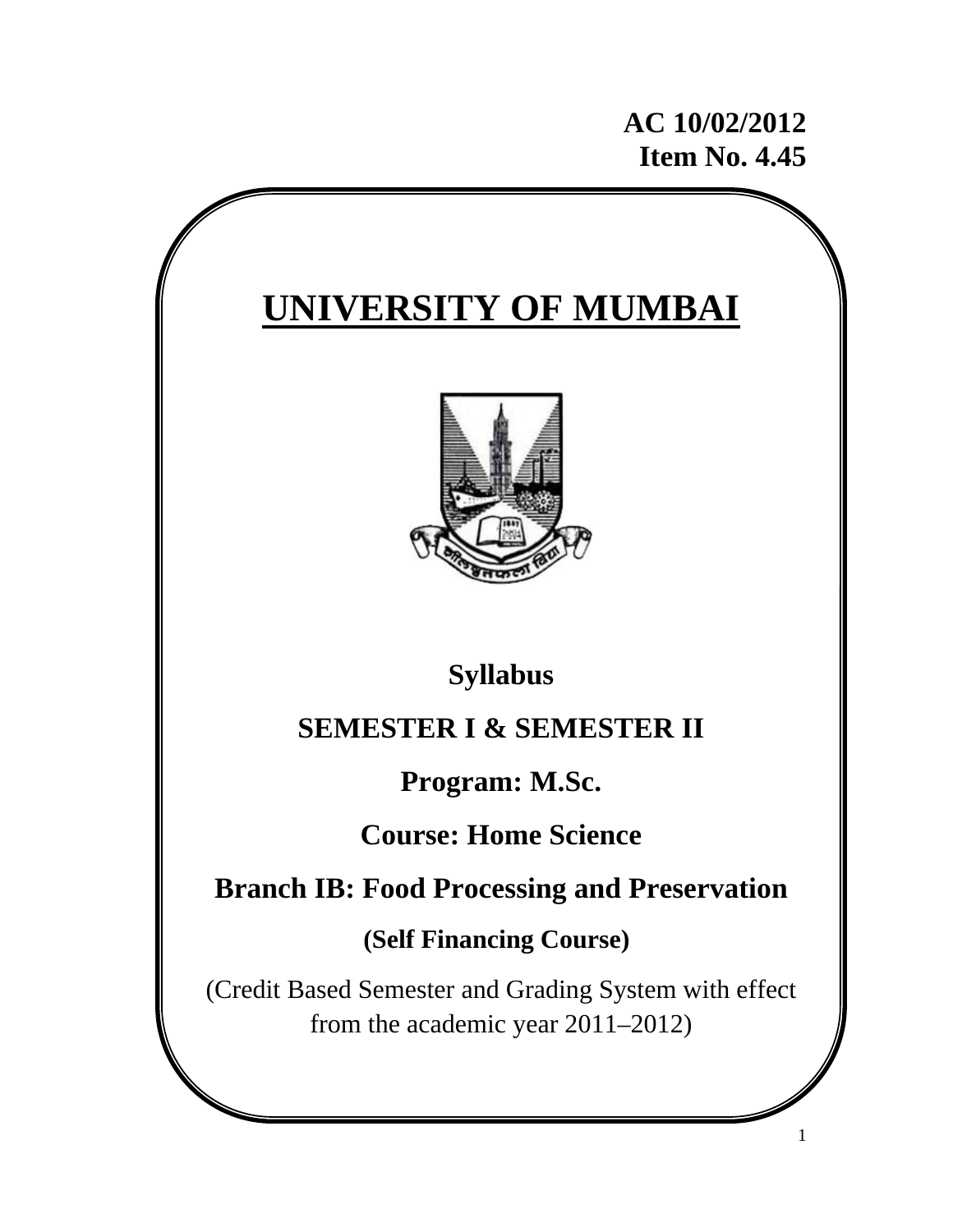**AC 10/02/2012**
**Item No. 4.45**

# UNIVERSITY OF MUMBAI

**Syllabus**

**SEMESTER I & SEMESTER II**

**Program: M.Sc.**

**Course: Home Science**

**Branch IB: Food Processing and Preservation**

**(Self Financing Course)**

(Credit Based Semester and Grading System with effect from the academic year 2011–2012)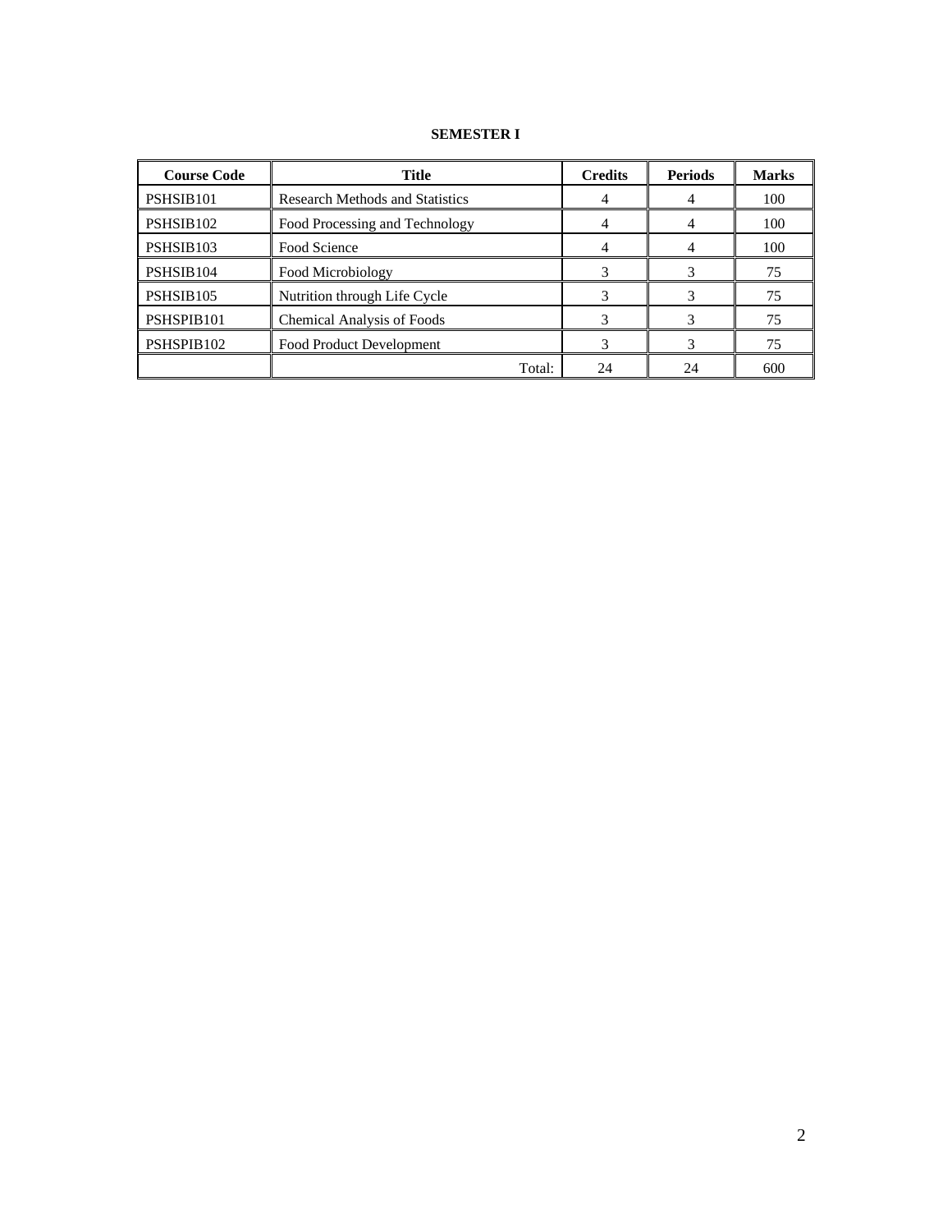**SEMESTER I**

| Course Code | Title | Credits | Periods | Marks |
|---|---|---|---|---|
| PSHSIB101 | Research Methods and Statistics | 4 | 4 | 100 |
| PSHSIB102 | Food Processing and Technology | 4 | 4 | 100 |
| PSHSIB103 | Food Science | 4 | 4 | 100 |
| PSHSIB104 | Food Microbiology | 3 | 3 | 75 |
| PSHSIB105 | Nutrition through Life Cycle | 3 | 3 | 75 |
| PSHSPIB101 | Chemical Analysis of Foods | 3 | 3 | 75 |
| PSHSPIB102 | Food Product Development | 3 | 3 | 75 |
| | Total: | 24 | 24 | 600 |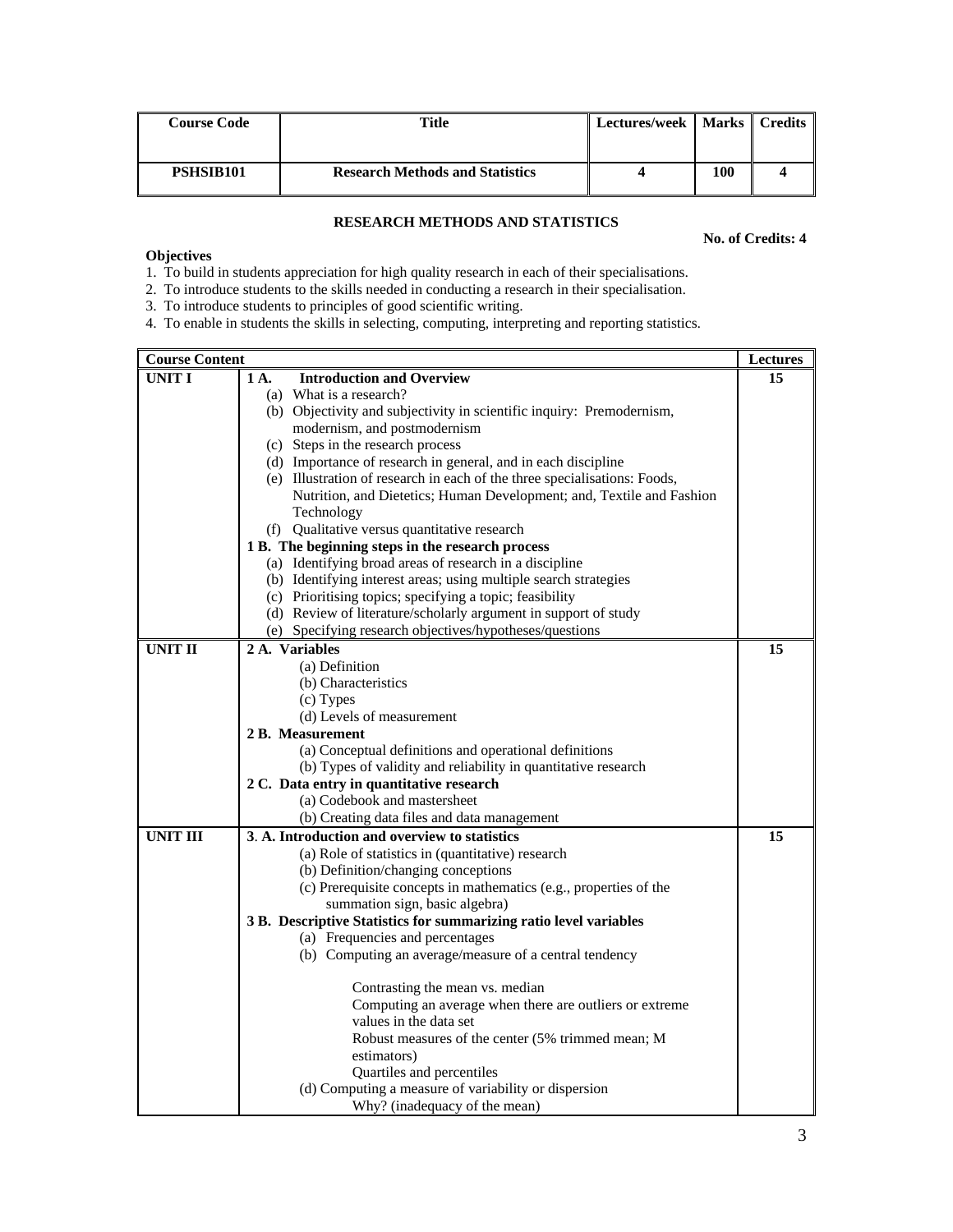| Course Code | Title | Lectures/week | Marks | Credits |
|---|---|---|---|---|
| PSHSIB101 | Research Methods and Statistics | 4 | 100 | 4 |

## RESEARCH METHODS AND STATISTICS

**No. of Credits: 4**

**Objectives**

1. To build in students appreciation for high quality research in each of their specialisations.
2. To introduce students to the skills needed in conducting a research in their specialisation.
3. To introduce students to principles of good scientific writing.
4. To enable in students the skills in selecting, computing, interpreting and reporting statistics.

| Course Content | | Lectures |
|---|---|---|
| **UNIT I** | **1 A. Introduction and Overview**<br>(a) What is a research?<br>(b) Objectivity and subjectivity in scientific inquiry: Premodernism, modernism, and postmodernism<br>(c) Steps in the research process<br>(d) Importance of research in general, and in each discipline<br>(e) Illustration of research in each of the three specialisations: Foods, Nutrition, and Dietetics; Human Development; and, Textile and Fashion Technology<br>(f) Qualitative versus quantitative research<br>**1 B. The beginning steps in the research process**<br>(a) Identifying broad areas of research in a discipline<br>(b) Identifying interest areas; using multiple search strategies<br>(c) Prioritising topics; specifying a topic; feasibility<br>(d) Review of literature/scholarly argument in support of study<br>(e) Specifying research objectives/hypotheses/questions | 15 |
| **UNIT II** | **2 A. Variables**<br>(a) Definition<br>(b) Characteristics<br>(c) Types<br>(d) Levels of measurement<br>**2 B. Measurement**<br>(a) Conceptual definitions and operational definitions<br>(b) Types of validity and reliability in quantitative research<br>**2 C. Data entry in quantitative research**<br>(a) Codebook and mastersheet<br>(b) Creating data files and data management | 15 |
| **UNIT III** | **3. A. Introduction and overview to statistics**<br>(a) Role of statistics in (quantitative) research<br>(b) Definition/changing conceptions<br>(c) Prerequisite concepts in mathematics (e.g., properties of the summation sign, basic algebra)<br>**3 B. Descriptive Statistics for summarizing ratio level variables**<br>(a) Frequencies and percentages<br>(b) Computing an average/measure of a central tendency<br><br>Contrasting the mean vs. median<br>Computing an average when there are outliers or extreme values in the data set<br>Robust measures of the center (5% trimmed mean; M estimators)<br>Quartiles and percentiles<br>(d) Computing a measure of variability or dispersion<br>Why? (inadequacy of the mean) | 15 |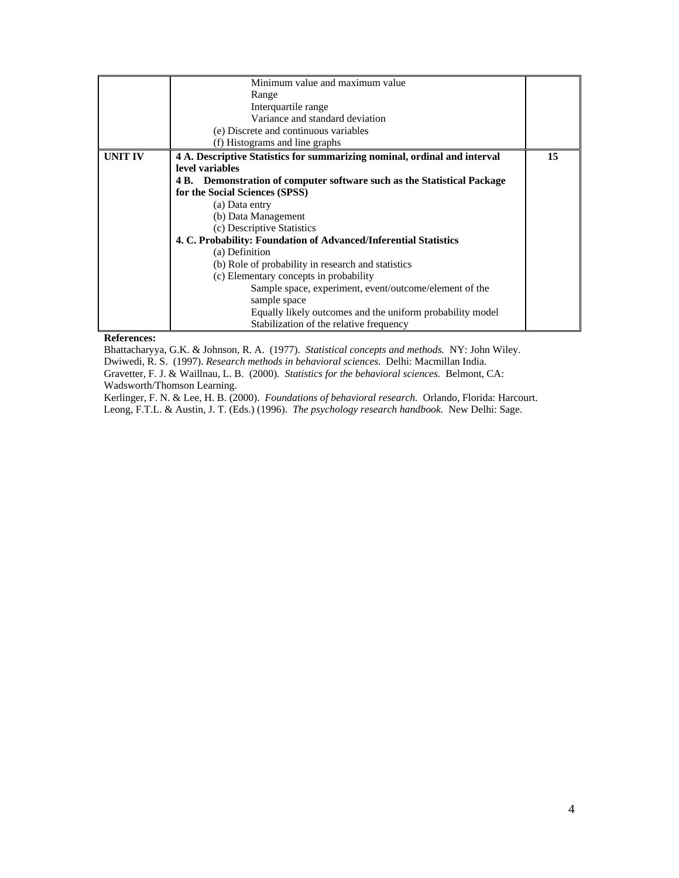| | | |
|---|---|---|
| | Minimum value and maximum value<br>Range<br>Interquartile range<br>Variance and standard deviation<br>(e) Discrete and continuous variables<br>(f) Histograms and line graphs | |
| **UNIT IV** | **4 A. Descriptive Statistics for summarizing nominal, ordinal and interval level variables**<br>**4 B. Demonstration of computer software such as the Statistical Package for the Social Sciences (SPSS)**<br>(a) Data entry<br>(b) Data Management<br>(c) Descriptive Statistics<br>**4. C. Probability: Foundation of Advanced/Inferential Statistics**<br>(a) Definition<br>(b) Role of probability in research and statistics<br>(c) Elementary concepts in probability<br>Sample space, experiment, event/outcome/element of the sample space<br>Equally likely outcomes and the uniform probability model<br>Stabilization of the relative frequency | **15** |

**References:**

Bhattacharyya, G.K. & Johnson, R. A. (1977). *Statistical concepts and methods.* NY: John Wiley.
Dwiwedi, R. S. (1997). *Research methods in behavioral sciences.* Delhi: Macmillan India.
Gravetter, F. J. & Waillnau, L. B. (2000). *Statistics for the behavioral sciences.* Belmont, CA: Wadsworth/Thomson Learning.
Kerlinger, F. N. & Lee, H. B. (2000). *Foundations of behavioral research.* Orlando, Florida: Harcourt.
Leong, F.T.L. & Austin, J. T. (Eds.) (1996). *The psychology research handbook.* New Delhi: Sage.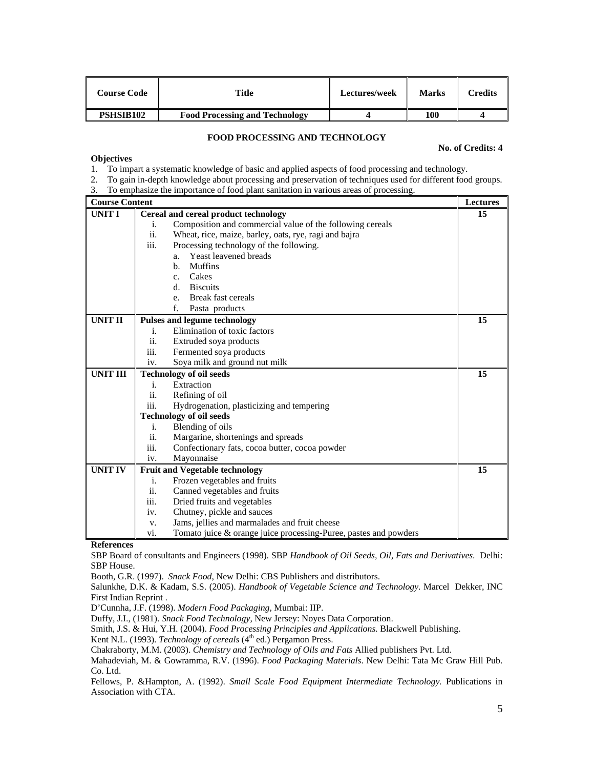| Course Code | Title | Lectures/week | Marks | Credits |
|---|---|---|---|---|
| PSHSIB102 | Food Processing and Technology | 4 | 100 | 4 |

## FOOD PROCESSING AND TECHNOLOGY

**No. of Credits: 4**

**Objectives**

1. To impart a systematic knowledge of basic and applied aspects of food processing and technology.
2. To gain in-depth knowledge about processing and preservation of techniques used for different food groups.
3. To emphasize the importance of food plant sanitation in various areas of processing.

| Course Content | | Lectures |
|---|---|---|
| **UNIT I** | **Cereal and cereal product technology**<br>i. Composition and commercial value of the following cereals<br>ii. Wheat, rice, maize, barley, oats, rye, ragi and bajra<br>iii. Processing technology of the following.<br>a. Yeast leavened breads<br>b. Muffins<br>c. Cakes<br>d. Biscuits<br>e. Break fast cereals<br>f. Pasta products | 15 |
| **UNIT II** | **Pulses and legume technology**<br>i. Elimination of toxic factors<br>ii. Extruded soya products<br>iii. Fermented soya products<br>iv. Soya milk and ground nut milk | 15 |
| **UNIT III** | **Technology of oil seeds**<br>i. Extraction<br>ii. Refining of oil<br>iii. Hydrogenation, plasticizing and tempering<br>**Technology of oil seeds**<br>i. Blending of oils<br>ii. Margarine, shortenings and spreads<br>iii. Confectionary fats, cocoa butter, cocoa powder<br>iv. Mayonnaise | 15 |
| **UNIT IV** | **Fruit and Vegetable technology**<br>i. Frozen vegetables and fruits<br>ii. Canned vegetables and fruits<br>iii. Dried fruits and vegetables<br>iv. Chutney, pickle and sauces<br>v. Jams, jellies and marmalades and fruit cheese<br>vi. Tomato juice & orange juice processing-Puree, pastes and powders | 15 |

**References**

SBP Board of consultants and Engineers (1998). SBP *Handbook of Oil Seeds, Oil, Fats and Derivatives.* Delhi: SBP House.

Booth, G.R. (1997). *Snack Food*, New Delhi: CBS Publishers and distributors.

Salunkhe, D.K. & Kadam, S.S. (2005). *Handbook of Vegetable Science and Technology.* Marcel Dekker, INC First Indian Reprint .

D'Cunnha, J.F. (1998). *Modern Food Packaging*, Mumbai: IIP.

Duffy, J.I., (1981). *Snack Food Technology*, New Jersey: Noyes Data Corporation.

Smith, J.S. & Hui, Y.H. (2004). *Food Processing Principles and Applications.* Blackwell Publishing.

Kent N.L. (1993). *Technology of cereals* (4th ed.) Pergamon Press.

Chakraborty, M.M. (2003). *Chemistry and Technology of Oils and Fats* Allied publishers Pvt. Ltd.

Mahadeviah, M. & Gowramma, R.V. (1996). *Food Packaging Materials*. New Delhi: Tata Mc Graw Hill Pub. Co. Ltd.

Fellows, P. &Hampton, A. (1992). *Small Scale Food Equipment Intermediate Technology.* Publications in Association with CTA.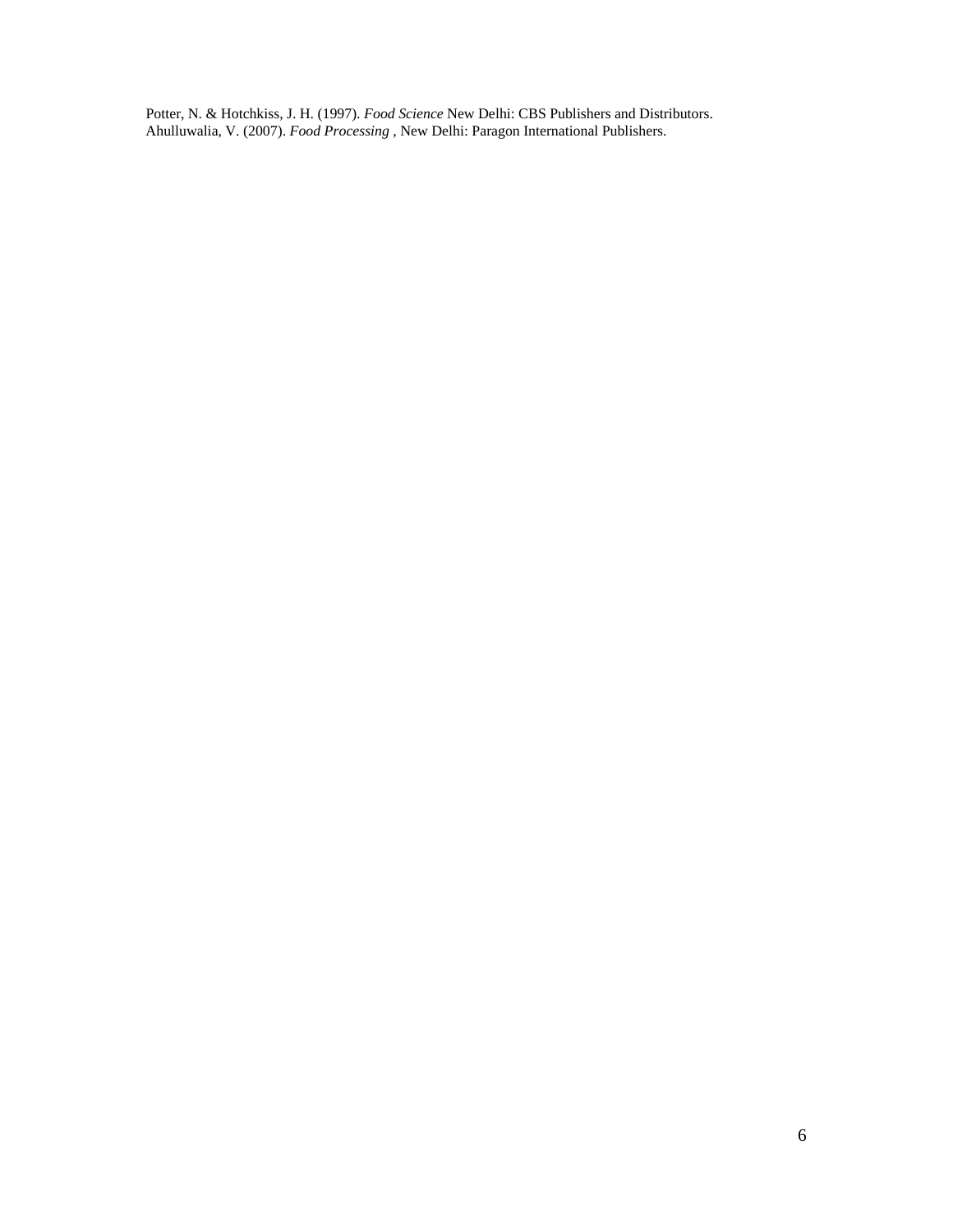Potter, N. & Hotchkiss, J. H. (1997). *Food Science* New Delhi: CBS Publishers and Distributors.
Ahulluwalia, V. (2007). *Food Processing* , New Delhi: Paragon International Publishers.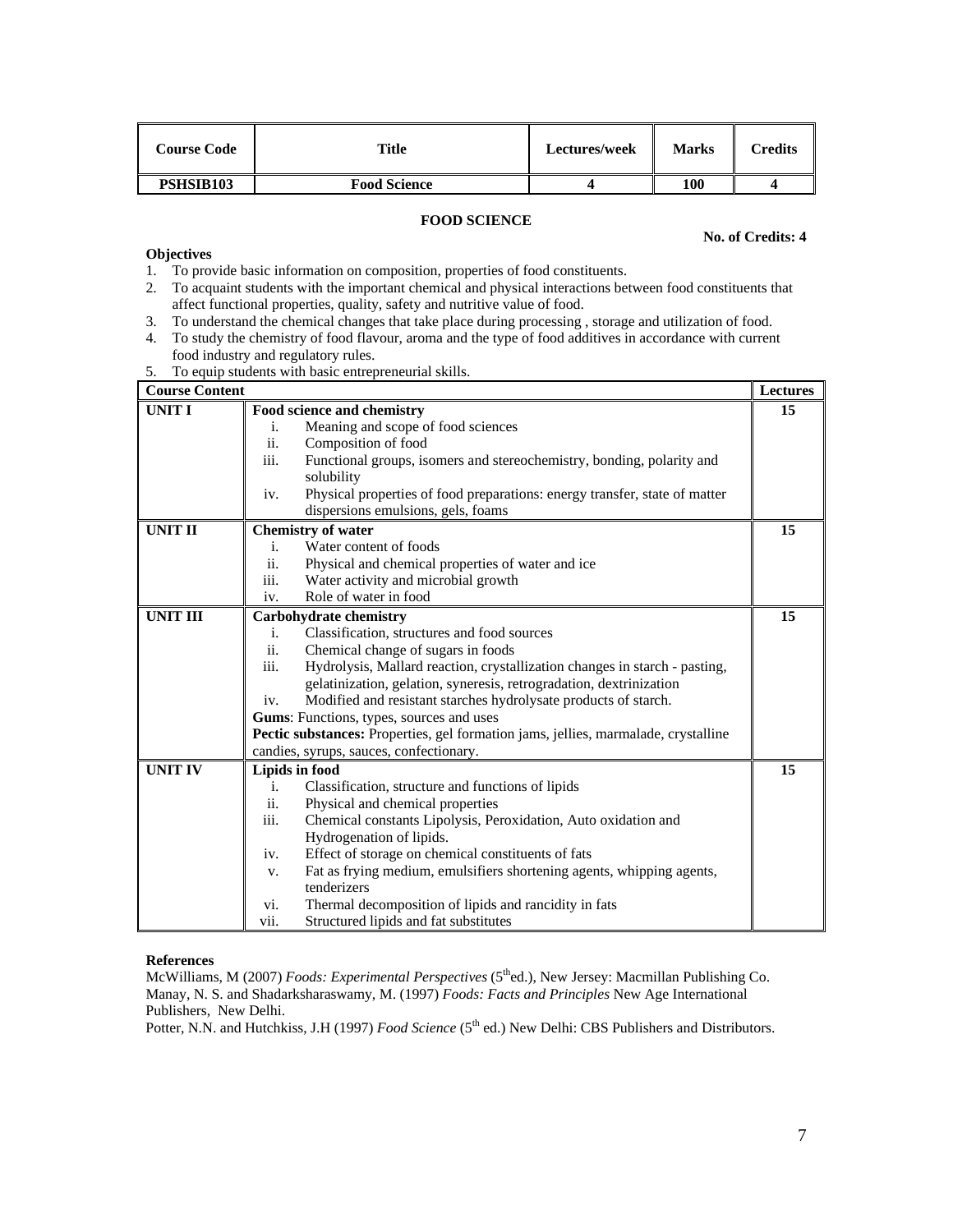| Course Code | Title | Lectures/week | Marks | Credits |
|---|---|---|---|---|
| **PSHSIB103** | **Food Science** | **4** | **100** | **4** |

## FOOD SCIENCE

**No. of Credits: 4**

**Objectives**

1. To provide basic information on composition, properties of food constituents.
2. To acquaint students with the important chemical and physical interactions between food constituents that affect functional properties, quality, safety and nutritive value of food.
3. To understand the chemical changes that take place during processing , storage and utilization of food.
4. To study the chemistry of food flavour, aroma and the type of food additives in accordance with current food industry and regulatory rules.
5. To equip students with basic entrepreneurial skills.

| Course Content | | Lectures |
|---|---|---|
| **UNIT I** | **Food science and chemistry**<br>i. Meaning and scope of food sciences<br>ii. Composition of food<br>iii. Functional groups, isomers and stereochemistry, bonding, polarity and solubility<br>iv. Physical properties of food preparations: energy transfer, state of matter dispersions emulsions, gels, foams | **15** |
| **UNIT II** | **Chemistry of water**<br>i. Water content of foods<br>ii. Physical and chemical properties of water and ice<br>iii. Water activity and microbial growth<br>iv. Role of water in food | **15** |
| **UNIT III** | **Carbohydrate chemistry**<br>i. Classification, structures and food sources<br>ii. Chemical change of sugars in foods<br>iii. Hydrolysis, Mallard reaction, crystallization changes in starch - pasting, gelatinization, gelation, syneresis, retrogradation, dextrinization<br>iv. Modified and resistant starches hydrolysate products of starch.<br>**Gums**: Functions, types, sources and uses<br>**Pectic substances:** Properties, gel formation jams, jellies, marmalade, crystalline candies, syrups, sauces, confectionary. | **15** |
| **UNIT IV** | **Lipids in food**<br>i. Classification, structure and functions of lipids<br>ii. Physical and chemical properties<br>iii. Chemical constants Lipolysis, Peroxidation, Auto oxidation and Hydrogenation of lipids.<br>iv. Effect of storage on chemical constituents of fats<br>v. Fat as frying medium, emulsifiers shortening agents, whipping agents, tenderizers<br>vi. Thermal decomposition of lipids and rancidity in fats<br>vii. Structured lipids and fat substitutes | **15** |

**References**

McWilliams, M (2007) *Foods: Experimental Perspectives* (5th ed.), New Jersey: Macmillan Publishing Co.
Manay, N. S. and Shadarksharaswamy, M. (1997) *Foods: Facts and Principles* New Age International Publishers, New Delhi.
Potter, N.N. and Hutchkiss, J.H (1997) *Food Science* (5th ed.) New Delhi: CBS Publishers and Distributors.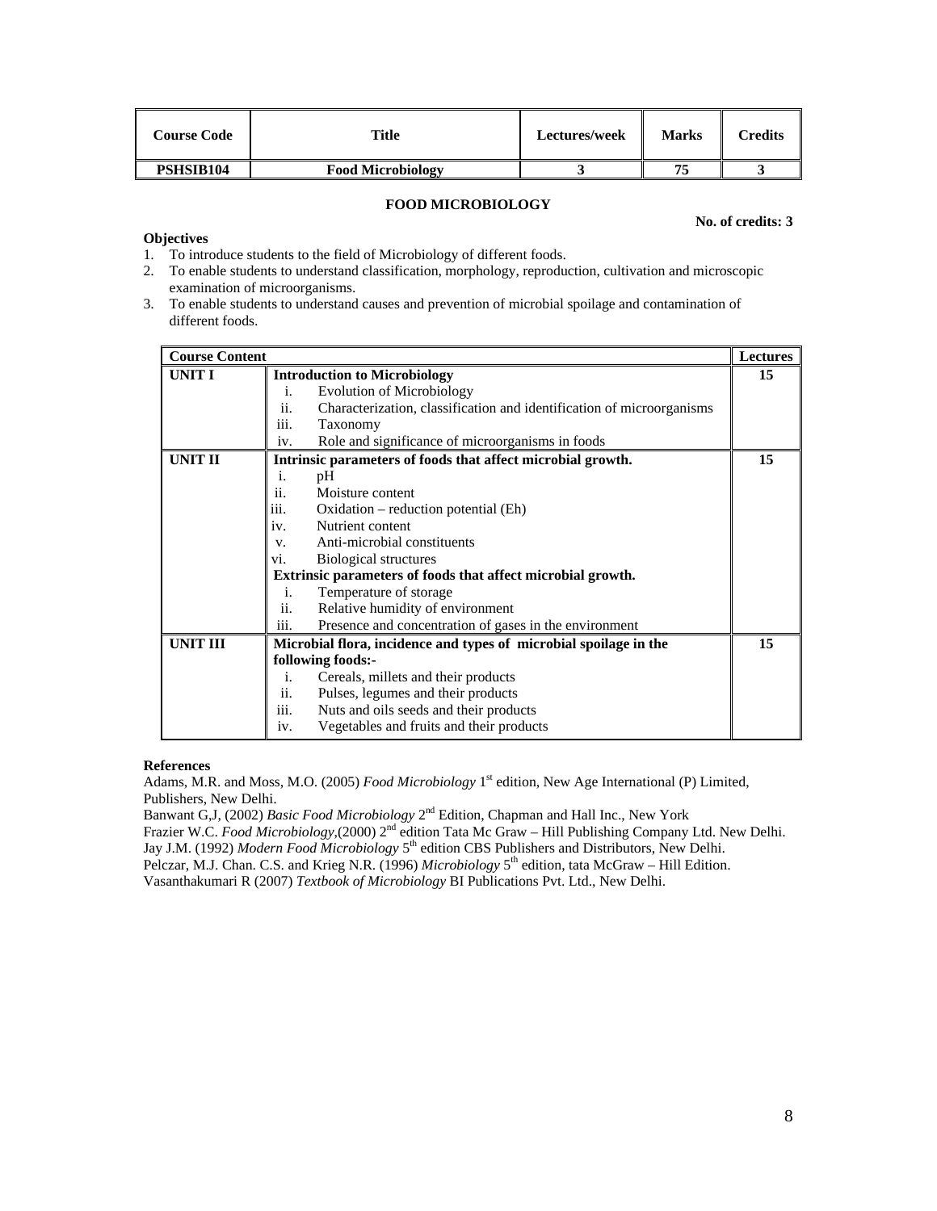| Course Code | Title | Lectures/week | Marks | Credits |
|---|---|---|---|---|
| **PSHSIB104** | **Food Microbiology** | **3** | **75** | **3** |

## FOOD MICROBIOLOGY

**No. of credits: 3**

**Objectives**

1. To introduce students to the field of Microbiology of different foods.
2. To enable students to understand classification, morphology, reproduction, cultivation and microscopic examination of microorganisms.
3. To enable students to understand causes and prevention of microbial spoilage and contamination of different foods.

| Course Content | | Lectures |
|---|---|---|
| **UNIT I** | **Introduction to Microbiology**<br>i. Evolution of Microbiology<br>ii. Characterization, classification and identification of microorganisms<br>iii. Taxonomy<br>iv. Role and significance of microorganisms in foods | **15** |
| **UNIT II** | **Intrinsic parameters of foods that affect microbial growth.**<br>i. pH<br>ii. Moisture content<br>iii. Oxidation – reduction potential (Eh)<br>iv. Nutrient content<br>v. Anti-microbial constituents<br>vi. Biological structures<br>**Extrinsic parameters of foods that affect microbial growth.**<br>i. Temperature of storage<br>ii. Relative humidity of environment<br>iii. Presence and concentration of gases in the environment | **15** |
| **UNIT III** | **Microbial flora, incidence and types of microbial spoilage in the following foods:-**<br>i. Cereals, millets and their products<br>ii. Pulses, legumes and their products<br>iii. Nuts and oils seeds and their products<br>iv. Vegetables and fruits and their products | **15** |

**References**

Adams, M.R. and Moss, M.O. (2005) *Food Microbiology* 1st edition, New Age International (P) Limited, Publishers, New Delhi.
Banwant G,J, (2002) *Basic Food Microbiology* 2nd Edition, Chapman and Hall Inc., New York
Frazier W.C. *Food Microbiology*,(2000) 2nd edition Tata Mc Graw – Hill Publishing Company Ltd. New Delhi.
Jay J.M. (1992) *Modern Food Microbiology* 5th edition CBS Publishers and Distributors, New Delhi.
Pelczar, M.J. Chan. C.S. and Krieg N.R. (1996) *Microbiology* 5th edition, tata McGraw – Hill Edition.
Vasanthakumari R (2007) *Textbook of Microbiology* BI Publications Pvt. Ltd., New Delhi.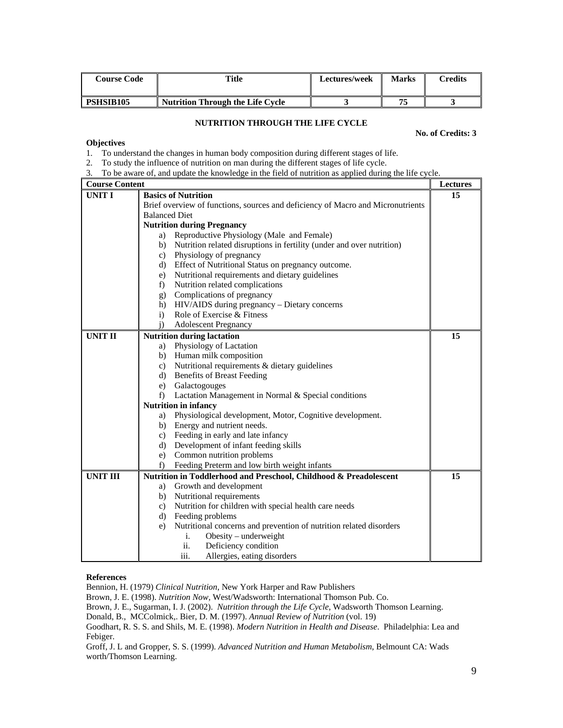| Course Code | Title | Lectures/week | Marks | Credits |
|---|---|---|---|---|
| PSHSIB105 | Nutrition Through the Life Cycle | 3 | 75 | 3 |

## NUTRITION THROUGH THE LIFE CYCLE

**No. of Credits: 3**

**Objectives**

1. To understand the changes in human body composition during different stages of life.
2. To study the influence of nutrition on man during the different stages of life cycle.
3. To be aware of, and update the knowledge in the field of nutrition as applied during the life cycle.

| Course Content | | Lectures |
|---|---|---|
| **UNIT I** | **Basics of Nutrition**<br>Brief overview of functions, sources and deficiency of Macro and Micronutrients<br>Balanced Diet<br>**Nutrition during Pregnancy**<br>a) Reproductive Physiology (Male and Female)<br>b) Nutrition related disruptions in fertility (under and over nutrition)<br>c) Physiology of pregnancy<br>d) Effect of Nutritional Status on pregnancy outcome.<br>e) Nutritional requirements and dietary guidelines<br>f) Nutrition related complications<br>g) Complications of pregnancy<br>h) HIV/AIDS during pregnancy – Dietary concerns<br>i) Role of Exercise & Fitness<br>j) Adolescent Pregnancy | 15 |
| **UNIT II** | **Nutrition during lactation**<br>a) Physiology of Lactation<br>b) Human milk composition<br>c) Nutritional requirements & dietary guidelines<br>d) Benefits of Breast Feeding<br>e) Galactogouges<br>f) Lactation Management in Normal & Special conditions<br>**Nutrition in infancy**<br>a) Physiological development, Motor, Cognitive development.<br>b) Energy and nutrient needs.<br>c) Feeding in early and late infancy<br>d) Development of infant feeding skills<br>e) Common nutrition problems<br>f) Feeding Preterm and low birth weight infants | 15 |
| **UNIT III** | **Nutrition in Toddlerhood and Preschool, Childhood & Preadolescent**<br>a) Growth and development<br>b) Nutritional requirements<br>c) Nutrition for children with special health care needs<br>d) Feeding problems<br>e) Nutritional concerns and prevention of nutrition related disorders<br>i. Obesity – underweight<br>ii. Deficiency condition<br>iii. Allergies, eating disorders | 15 |

**References**

Bennion, H. (1979) *Clinical Nutrition*, New York Harper and Raw Publishers

Brown, J. E. (1998). *Nutrition Now,* West/Wadsworth: International Thomson Pub. Co.

Brown, J. E., Sugarman, I. J. (2002). *Nutrition through the Life Cycle*, Wadsworth Thomson Learning.

Donald, B., MCColmick,. Bier, D. M. (1997). *Annual Review of Nutrition* (vol. 19)

Goodhart, R. S. S. and Shils, M. E. (1998). *Modern Nutrition in Health and Disease*. Philadelphia: Lea and Febiger.

Groff, J. L and Gropper, S. S. (1999). *Advanced Nutrition and Human Metabolism*, Belmount CA: Wads worth/Thomson Learning.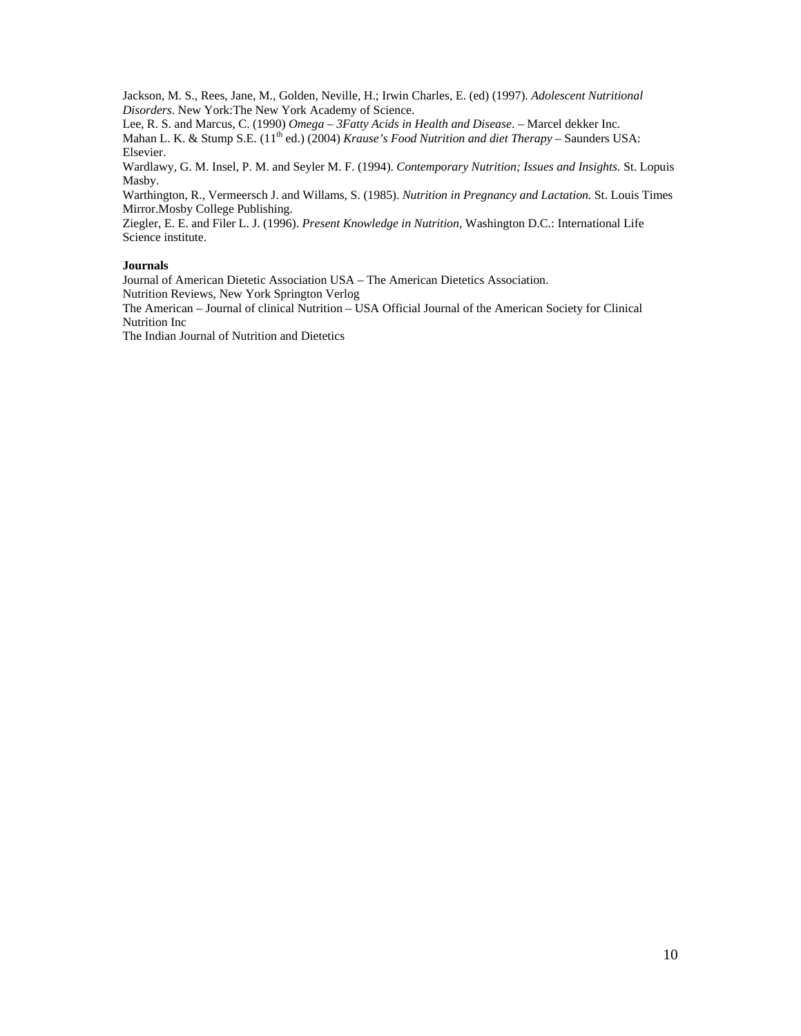Jackson, M. S., Rees, Jane, M., Golden, Neville, H.; Irwin Charles, E. (ed) (1997). *Adolescent Nutritional Disorders*. New York:The New York Academy of Science.

Lee, R. S. and Marcus, C. (1990) *Omega – 3Fatty Acids in Health and Disease*. – Marcel dekker Inc.

Mahan L. K. & Stump S.E. (11th ed.) (2004) *Krause's Food Nutrition and diet Therapy* – Saunders USA: Elsevier.

Wardlawy, G. M. Insel, P. M. and Seyler M. F. (1994). *Contemporary Nutrition; Issues and Insights.* St. Lopuis Masby.

Warthington, R., Vermeersch J. and Willams, S. (1985). *Nutrition in Pregnancy and Lactation.* St. Louis Times Mirror.Mosby College Publishing.

Ziegler, E. E. and Filer L. J. (1996). *Present Knowledge in Nutrition,* Washington D.C.: International Life Science institute.

**Journals**

Journal of American Dietetic Association USA – The American Dietetics Association.

Nutrition Reviews, New York Springton Verlog

The American – Journal of clinical Nutrition – USA Official Journal of the American Society for Clinical Nutrition Inc

The Indian Journal of Nutrition and Dietetics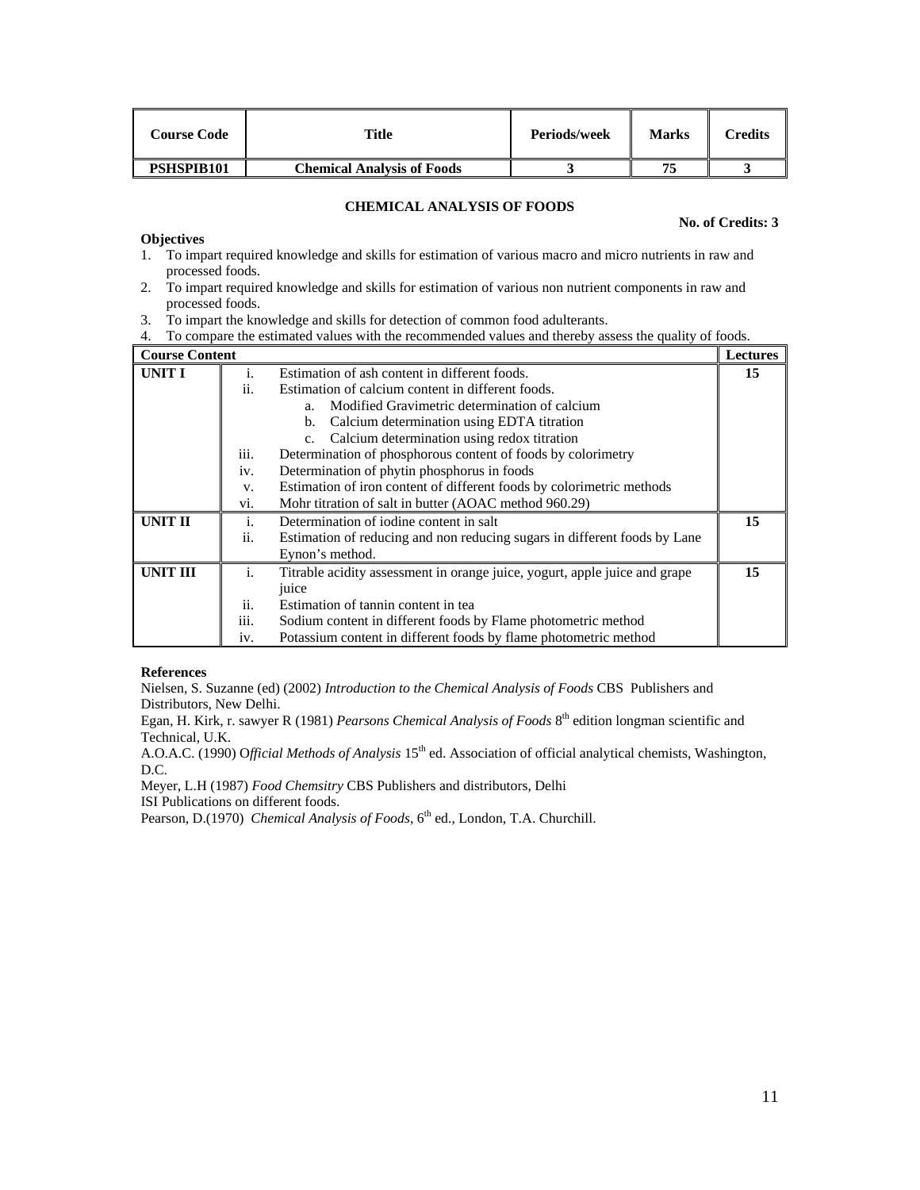| Course Code | Title | Periods/week | Marks | Credits |
|---|---|---|---|---|
| **PSHSPIB101** | **Chemical Analysis of Foods** | **3** | **75** | **3** |

## CHEMICAL ANALYSIS OF FOODS

**No. of Credits: 3**

**Objectives**

1. To impart required knowledge and skills for estimation of various macro and micro nutrients in raw and processed foods.
2. To impart required knowledge and skills for estimation of various non nutrient components in raw and processed foods.
3. To impart the knowledge and skills for detection of common food adulterants.
4. To compare the estimated values with the recommended values and thereby assess the quality of foods.

| Course Content | | Lectures |
|---|---|---|
| **UNIT I** | i. Estimation of ash content in different foods.<br>ii. Estimation of calcium content in different foods.<br>&nbsp;&nbsp;&nbsp;&nbsp;a. Modified Gravimetric determination of calcium<br>&nbsp;&nbsp;&nbsp;&nbsp;b. Calcium determination using EDTA titration<br>&nbsp;&nbsp;&nbsp;&nbsp;c. Calcium determination using redox titration<br>iii. Determination of phosphorous content of foods by colorimetry<br>iv. Determination of phytin phosphorus in foods<br>v. Estimation of iron content of different foods by colorimetric methods<br>vi. Mohr titration of salt in butter (AOAC method 960.29) | **15** |
| **UNIT II** | i. Determination of iodine content in salt<br>ii. Estimation of reducing and non reducing sugars in different foods by Lane Eynon's method. | **15** |
| **UNIT III** | i. Titrable acidity assessment in orange juice, yogurt, apple juice and grape juice<br>ii. Estimation of tannin content in tea<br>iii. Sodium content in different foods by Flame photometric method<br>iv. Potassium content in different foods by flame photometric method | **15** |

**References**

Nielsen, S. Suzanne (ed) (2002) *Introduction to the Chemical Analysis of Foods* CBS Publishers and Distributors, New Delhi.

Egan, H. Kirk, r. sawyer R (1981) *Pearsons Chemical Analysis of Foods* 8th edition longman scientific and Technical, U.K.

A.O.A.C. (1990) O*fficial Methods of Analysis* 15th ed. Association of official analytical chemists, Washington, D.C.

Meyer, L.H (1987) *Food Chemsitry* CBS Publishers and distributors, Delhi

ISI Publications on different foods.

Pearson, D.(1970) *Chemical Analysis of Foods*, 6th ed., London, T.A. Churchill.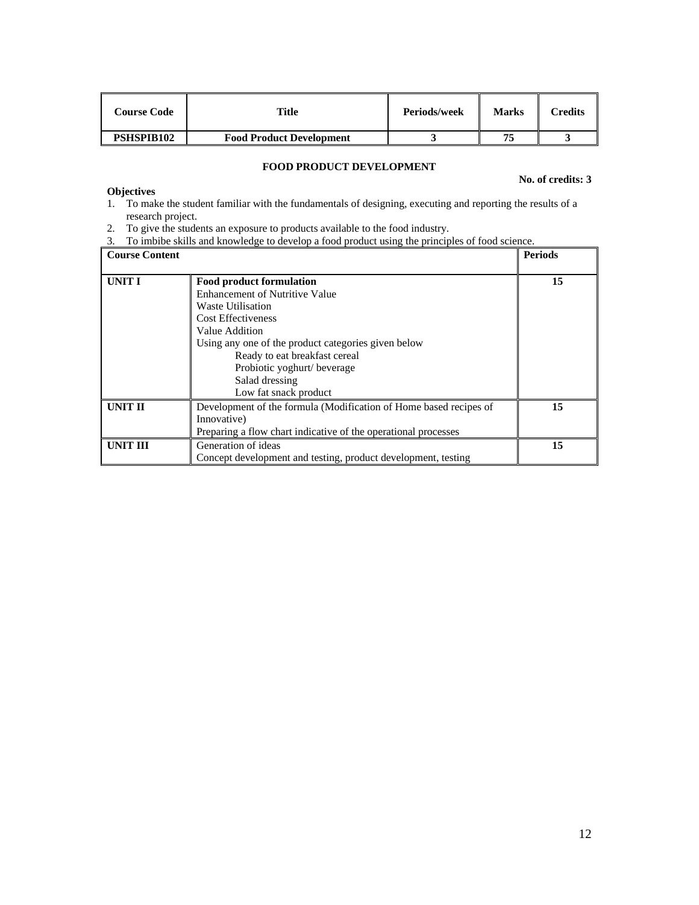| Course Code | Title | Periods/week | Marks | Credits |
|---|---|---|---|---|
| **PSHSPIB102** | **Food Product Development** | **3** | **75** | **3** |

**FOOD PRODUCT DEVELOPMENT**

**No. of credits: 3**

**Objectives**

1. To make the student familiar with the fundamentals of designing, executing and reporting the results of a research project.
2. To give the students an exposure to products available to the food industry.
3. To imbibe skills and knowledge to develop a food product using the principles of food science.

| **Course Content** | | **Periods** |
|---|---|---|
| **UNIT I** | **Food product formulation**<br>Enhancement of Nutritive Value<br>Waste Utilisation<br>Cost Effectiveness<br>Value Addition<br>Using any one of the product categories given below<br>Ready to eat breakfast cereal<br>Probiotic yoghurt/ beverage<br>Salad dressing<br>Low fat snack product | **15** |
| **UNIT II** | Development of the formula (Modification of Home based recipes of Innovative)<br>Preparing a flow chart indicative of the operational processes | **15** |
| **UNIT III** | Generation of ideas<br>Concept development and testing, product development, testing | **15** |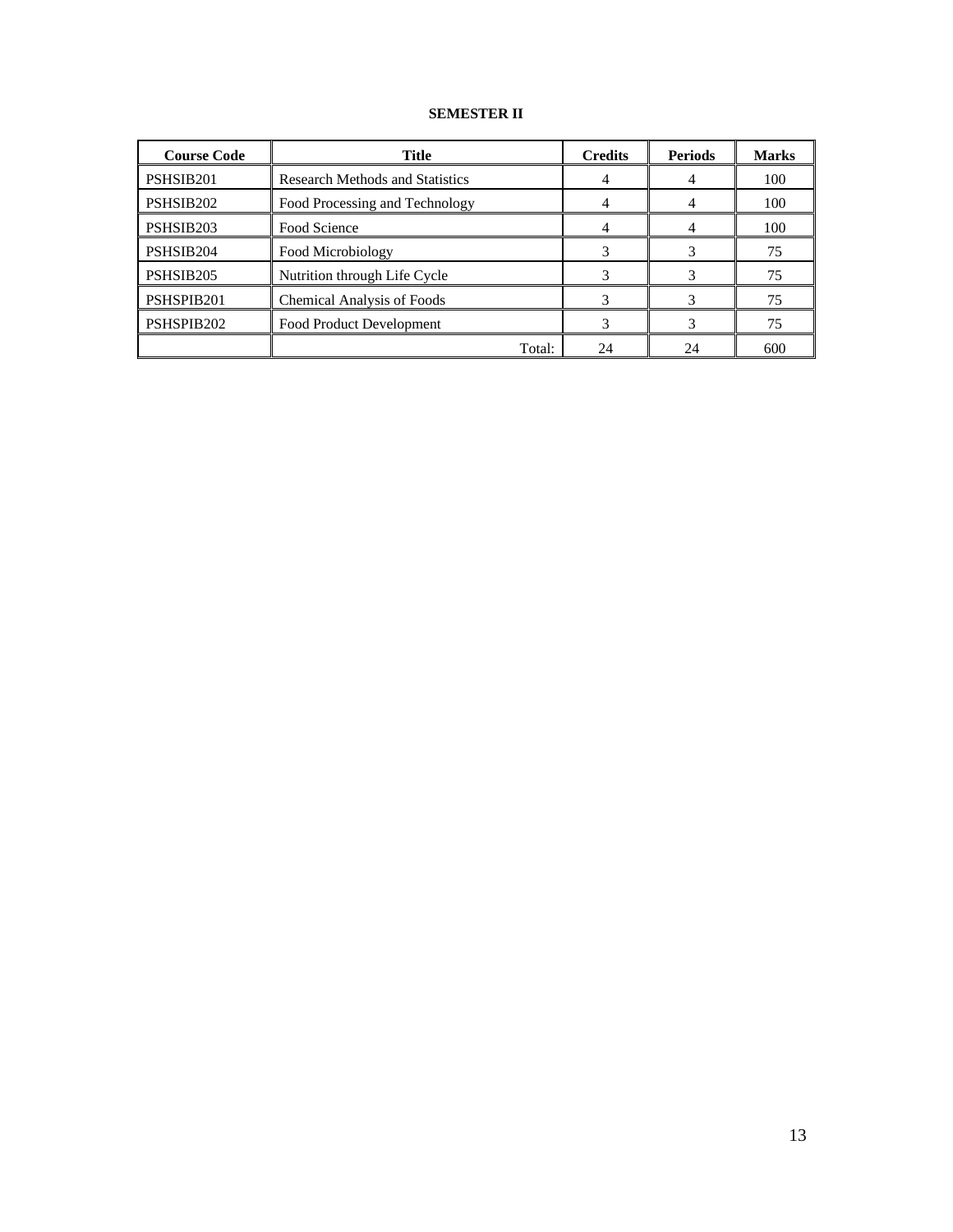**SEMESTER II**

| Course Code | Title | Credits | Periods | Marks |
|---|---|---|---|---|
| PSHSIB201 | Research Methods and Statistics | 4 | 4 | 100 |
| PSHSIB202 | Food Processing and Technology | 4 | 4 | 100 |
| PSHSIB203 | Food Science | 4 | 4 | 100 |
| PSHSIB204 | Food Microbiology | 3 | 3 | 75 |
| PSHSIB205 | Nutrition through Life Cycle | 3 | 3 | 75 |
| PSHSPIB201 | Chemical Analysis of Foods | 3 | 3 | 75 |
| PSHSPIB202 | Food Product Development | 3 | 3 | 75 |
| | Total: | 24 | 24 | 600 |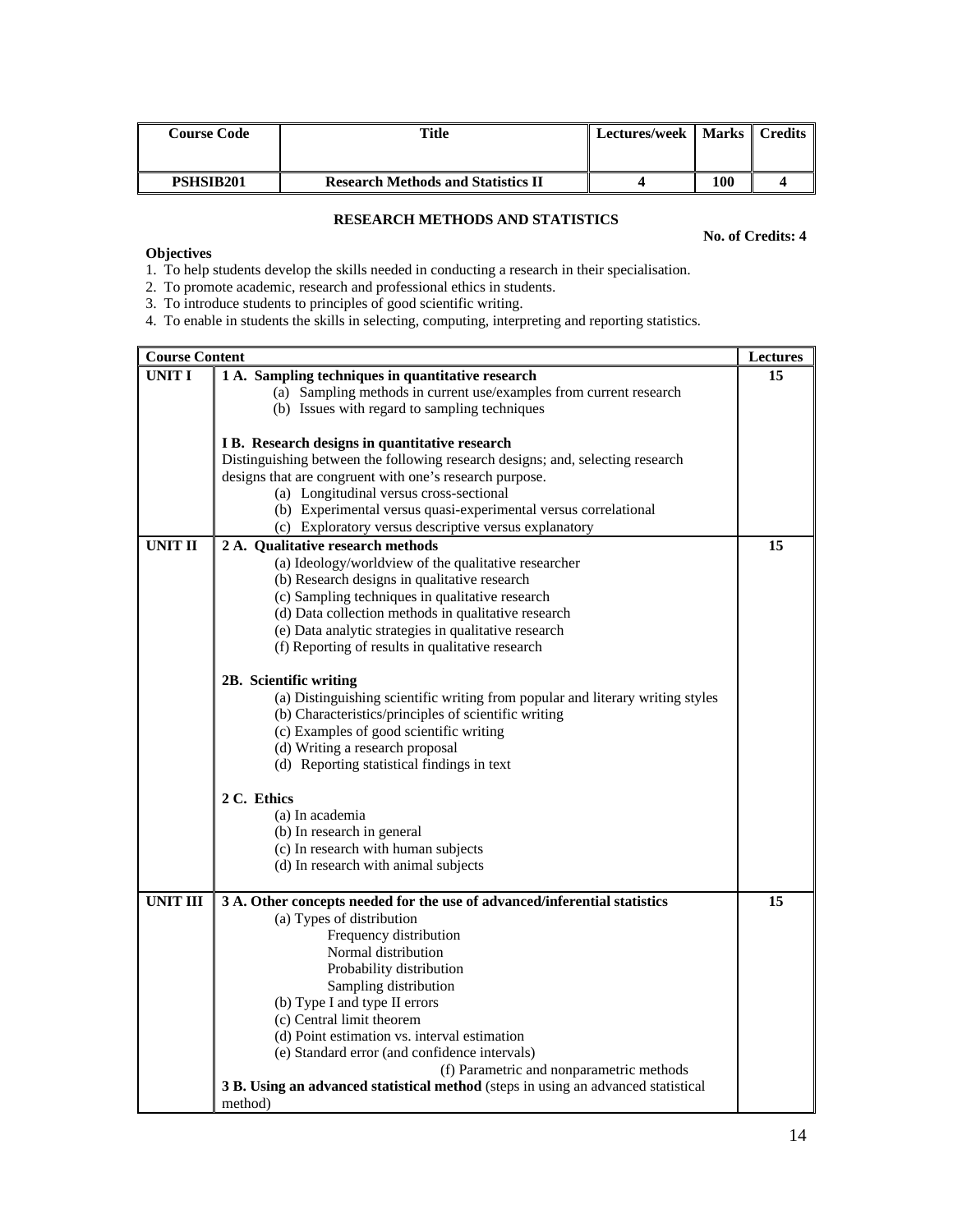| Course Code | Title | Lectures/week | Marks | Credits |
|---|---|---|---|---|
| PSHSIB201 | Research Methods and Statistics II | 4 | 100 | 4 |

## RESEARCH METHODS AND STATISTICS

**No. of Credits: 4**

**Objectives**

1. To help students develop the skills needed in conducting a research in their specialisation.
2. To promote academic, research and professional ethics in students.
3. To introduce students to principles of good scientific writing.
4. To enable in students the skills in selecting, computing, interpreting and reporting statistics.

| Course Content | | Lectures |
|---|---|---|
| UNIT I | **1 A. Sampling techniques in quantitative research**<br>(a) Sampling methods in current use/examples from current research<br>(b) Issues with regard to sampling techniques<br><br>**I B. Research designs in quantitative research**<br>Distinguishing between the following research designs; and, selecting research designs that are congruent with one's research purpose.<br>(a) Longitudinal versus cross-sectional<br>(b) Experimental versus quasi-experimental versus correlational<br>(c) Exploratory versus descriptive versus explanatory | 15 |
| UNIT II | **2 A. Qualitative research methods**<br>(a) Ideology/worldview of the qualitative researcher<br>(b) Research designs in qualitative research<br>(c) Sampling techniques in qualitative research<br>(d) Data collection methods in qualitative research<br>(e) Data analytic strategies in qualitative research<br>(f) Reporting of results in qualitative research<br><br>**2B. Scientific writing**<br>(a) Distinguishing scientific writing from popular and literary writing styles<br>(b) Characteristics/principles of scientific writing<br>(c) Examples of good scientific writing<br>(d) Writing a research proposal<br>(d) Reporting statistical findings in text<br><br>**2 C. Ethics**<br>(a) In academia<br>(b) In research in general<br>(c) In research with human subjects<br>(d) In research with animal subjects | 15 |
| UNIT III | **3 A. Other concepts needed for the use of advanced/inferential statistics**<br>(a) Types of distribution<br>Frequency distribution<br>Normal distribution<br>Probability distribution<br>Sampling distribution<br>(b) Type I and type II errors<br>(c) Central limit theorem<br>(d) Point estimation vs. interval estimation<br>(e) Standard error (and confidence intervals)<br>(f) Parametric and nonparametric methods<br>**3 B. Using an advanced statistical method** (steps in using an advanced statistical method) | 15 |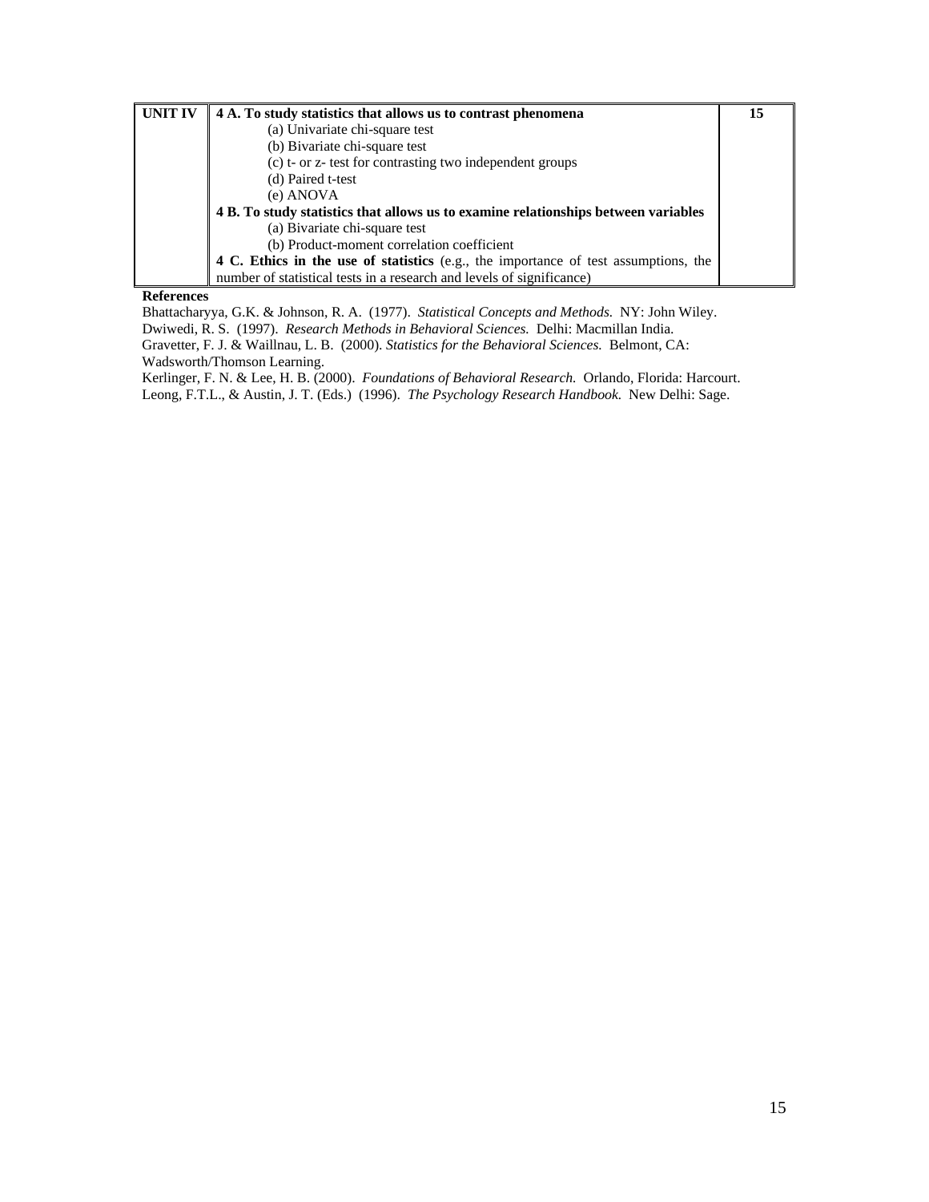| UNIT IV | **4 A. To study statistics that allows us to contrast phenomena**<br>(a) Univariate chi-square test<br>(b) Bivariate chi-square test<br>(c) t- or z- test for contrasting two independent groups<br>(d) Paired t-test<br>(e) ANOVA<br>**4 B. To study statistics that allows us to examine relationships between variables**<br>(a) Bivariate chi-square test<br>(b) Product-moment correlation coefficient<br>**4 C. Ethics in the use of statistics** (e.g., the importance of test assumptions, the number of statistical tests in a research and levels of significance) | 15 |
|---|---|---|

**References**

Bhattacharyya, G.K. & Johnson, R. A. (1977). *Statistical Concepts and Methods.* NY: John Wiley.

Dwiwedi, R. S. (1997). *Research Methods in Behavioral Sciences.* Delhi: Macmillan India.

Gravetter, F. J. & Waillnau, L. B. (2000). *Statistics for the Behavioral Sciences.* Belmont, CA: Wadsworth/Thomson Learning.

Kerlinger, F. N. & Lee, H. B. (2000). *Foundations of Behavioral Research.* Orlando, Florida: Harcourt.

Leong, F.T.L., & Austin, J. T. (Eds.) (1996). *The Psychology Research Handbook.* New Delhi: Sage.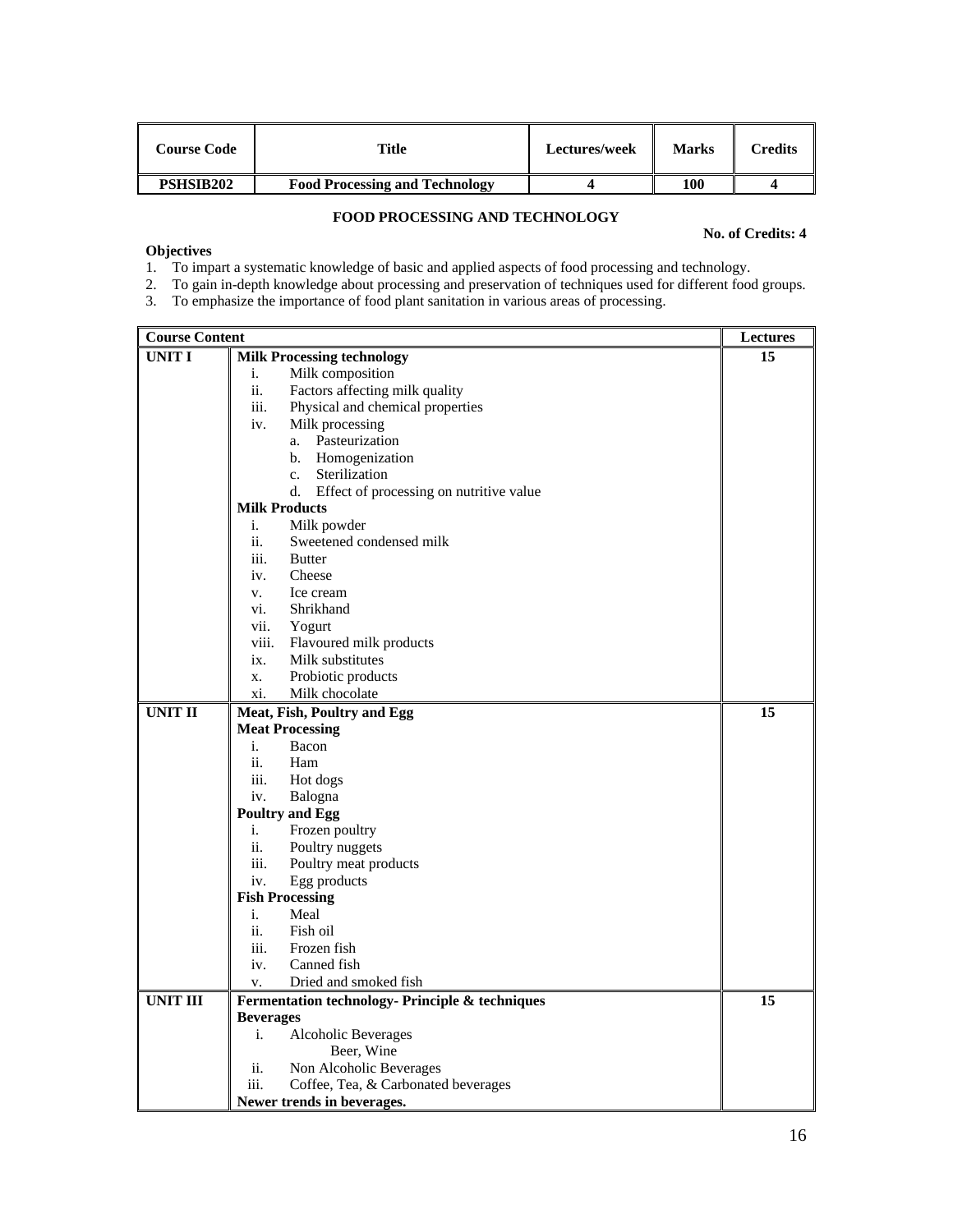| Course Code | Title | Lectures/week | Marks | Credits |
|---|---|---|---|---|
| **PSHSIB202** | **Food Processing and Technology** | **4** | **100** | **4** |

## FOOD PROCESSING AND TECHNOLOGY

**No. of Credits: 4**

**Objectives**

1. To impart a systematic knowledge of basic and applied aspects of food processing and technology.
2. To gain in-depth knowledge about processing and preservation of techniques used for different food groups.
3. To emphasize the importance of food plant sanitation in various areas of processing.

| Course Content | | Lectures |
|---|---|---|
| **UNIT I** | **Milk Processing technology**<br>i. Milk composition<br>ii. Factors affecting milk quality<br>iii. Physical and chemical properties<br>iv. Milk processing<br>a. Pasteurization<br>b. Homogenization<br>c. Sterilization<br>d. Effect of processing on nutritive value<br>**Milk Products**<br>i. Milk powder<br>ii. Sweetened condensed milk<br>iii. Butter<br>iv. Cheese<br>v. Ice cream<br>vi. Shrikhand<br>vii. Yogurt<br>viii. Flavoured milk products<br>ix. Milk substitutes<br>x. Probiotic products<br>xi. Milk chocolate | **15** |
| **UNIT II** | **Meat, Fish, Poultry and Egg**<br>**Meat Processing**<br>i. Bacon<br>ii. Ham<br>iii. Hot dogs<br>iv. Balogna<br>**Poultry and Egg**<br>i. Frozen poultry<br>ii. Poultry nuggets<br>iii. Poultry meat products<br>iv. Egg products<br>**Fish Processing**<br>i. Meal<br>ii. Fish oil<br>iii. Frozen fish<br>iv. Canned fish<br>v. Dried and smoked fish | **15** |
| **UNIT III** | **Fermentation technology- Principle & techniques**<br>**Beverages**<br>i. Alcoholic Beverages<br>Beer, Wine<br>ii. Non Alcoholic Beverages<br>iii. Coffee, Tea, & Carbonated beverages<br>**Newer trends in beverages.** | **15** |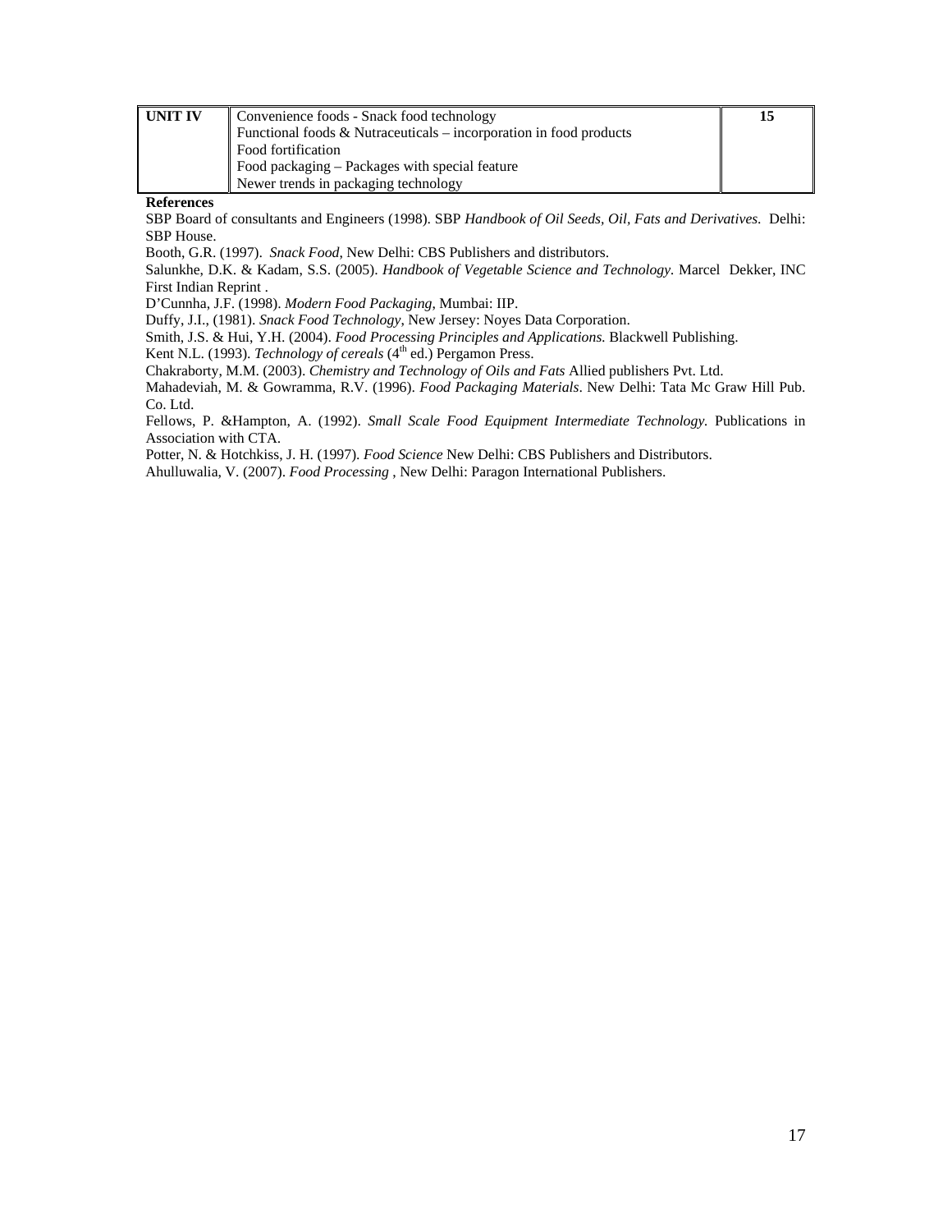| UNIT IV | Convenience foods - Snack food technology<br>Functional foods & Nutraceuticals – incorporation in food products<br>Food fortification<br>Food packaging – Packages with special feature<br>Newer trends in packaging technology | 15 |
|---|---|---|

**References**

SBP Board of consultants and Engineers (1998). SBP *Handbook of Oil Seeds, Oil, Fats and Derivatives.* Delhi: SBP House.

Booth, G.R. (1997). *Snack Food*, New Delhi: CBS Publishers and distributors.

Salunkhe, D.K. & Kadam, S.S. (2005). *Handbook of Vegetable Science and Technology.* Marcel Dekker, INC First Indian Reprint .

D'Cunnha, J.F. (1998). *Modern Food Packaging*, Mumbai: IIP.

Duffy, J.I., (1981). *Snack Food Technology*, New Jersey: Noyes Data Corporation.

Smith, J.S. & Hui, Y.H. (2004). *Food Processing Principles and Applications.* Blackwell Publishing.

Kent N.L. (1993). *Technology of cereals* (4th ed.) Pergamon Press.

Chakraborty, M.M. (2003). *Chemistry and Technology of Oils and Fats* Allied publishers Pvt. Ltd.

Mahadeviah, M. & Gowramma, R.V. (1996). *Food Packaging Materials*. New Delhi: Tata Mc Graw Hill Pub. Co. Ltd.

Fellows, P. &Hampton, A. (1992). *Small Scale Food Equipment Intermediate Technology.* Publications in Association with CTA.

Potter, N. & Hotchkiss, J. H. (1997). *Food Science* New Delhi: CBS Publishers and Distributors.

Ahulluwalia, V. (2007). *Food Processing* , New Delhi: Paragon International Publishers.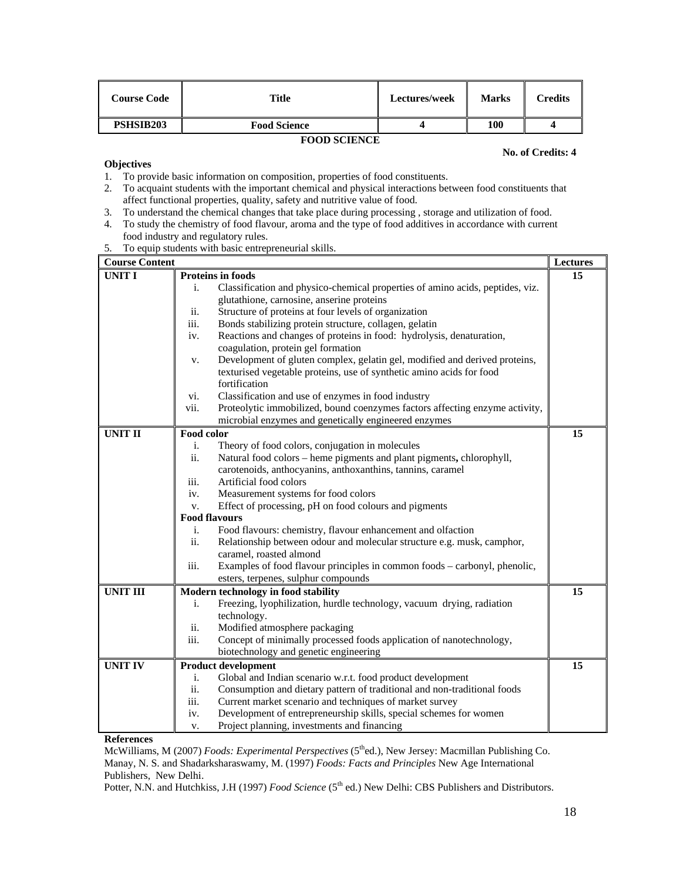| Course Code | Title | Lectures/week | Marks | Credits |
|---|---|---|---|---|
| PSHSIB203 | Food Science | 4 | 100 | 4 |

## FOOD SCIENCE

**No. of Credits: 4**

**Objectives**

1. To provide basic information on composition, properties of food constituents.
2. To acquaint students with the important chemical and physical interactions between food constituents that affect functional properties, quality, safety and nutritive value of food.
3. To understand the chemical changes that take place during processing , storage and utilization of food.
4. To study the chemistry of food flavour, aroma and the type of food additives in accordance with current food industry and regulatory rules.
5. To equip students with basic entrepreneurial skills.

| Course Content | | Lectures |
|---|---|---|
| **UNIT I** | **Proteins in foods**<br>i. Classification and physico-chemical properties of amino acids, peptides, viz. glutathione, carnosine, anserine proteins<br>ii. Structure of proteins at four levels of organization<br>iii. Bonds stabilizing protein structure, collagen, gelatin<br>iv. Reactions and changes of proteins in food: hydrolysis, denaturation, coagulation, protein gel formation<br>v. Development of gluten complex, gelatin gel, modified and derived proteins, texturised vegetable proteins, use of synthetic amino acids for food fortification<br>vi. Classification and use of enzymes in food industry<br>vii. Proteolytic immobilized, bound coenzymes factors affecting enzyme activity, microbial enzymes and genetically engineered enzymes | **15** |
| **UNIT II** | **Food color**<br>i. Theory of food colors, conjugation in molecules<br>ii. Natural food colors – heme pigments and plant pigments**,** chlorophyll, carotenoids, anthocyanins, anthoxanthins, tannins, caramel<br>iii. Artificial food colors<br>iv. Measurement systems for food colors<br>v. Effect of processing, pH on food colours and pigments<br>**Food flavours**<br>i. Food flavours: chemistry, flavour enhancement and olfaction<br>ii. Relationship between odour and molecular structure e.g. musk, camphor, caramel, roasted almond<br>iii. Examples of food flavour principles in common foods – carbonyl, phenolic, esters, terpenes, sulphur compounds | **15** |
| **UNIT III** | **Modern technology in food stability**<br>i. Freezing, lyophilization, hurdle technology, vacuum drying, radiation technology.<br>ii. Modified atmosphere packaging<br>iii. Concept of minimally processed foods application of nanotechnology, biotechnology and genetic engineering | **15** |
| **UNIT IV** | **Product development**<br>i. Global and Indian scenario w.r.t. food product development<br>ii. Consumption and dietary pattern of traditional and non-traditional foods<br>iii. Current market scenario and techniques of market survey<br>iv. Development of entrepreneurship skills, special schemes for women<br>v. Project planning, investments and financing | **15** |

**References**

McWilliams, M (2007) *Foods: Experimental Perspectives* (5th ed.), New Jersey: Macmillan Publishing Co.

Manay, N. S. and Shadarksharaswamy, M. (1997) *Foods: Facts and Principles* New Age International Publishers, New Delhi.

Potter, N.N. and Hutchkiss, J.H (1997) *Food Science* (5th ed.) New Delhi: CBS Publishers and Distributors.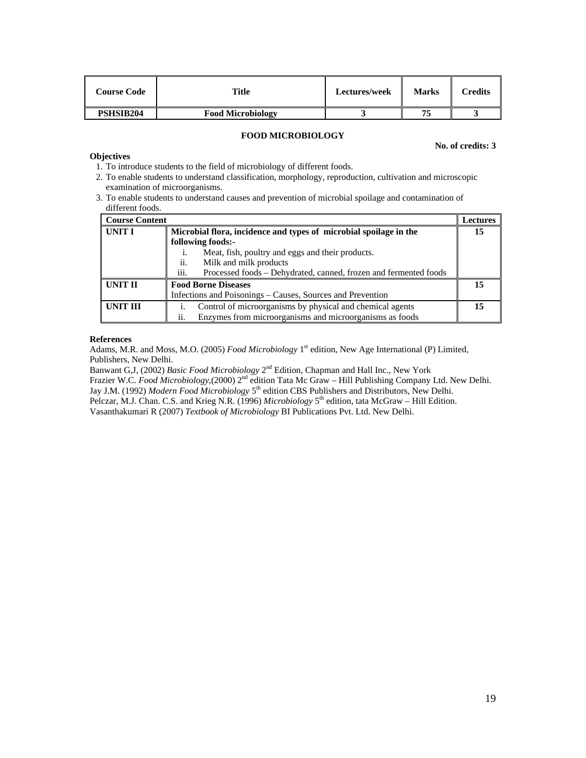| Course Code | Title | Lectures/week | Marks | Credits |
|---|---|---|---|---|
| **PSHSIB204** | **Food Microbiology** | **3** | **75** | **3** |

### FOOD MICROBIOLOGY

**No. of credits: 3**

**Objectives**

1. To introduce students to the field of microbiology of different foods.
2. To enable students to understand classification, morphology, reproduction, cultivation and microscopic examination of microorganisms.
3. To enable students to understand causes and prevention of microbial spoilage and contamination of different foods.

| **Course Content** | | **Lectures** |
|---|---|---|
| **UNIT I** | **Microbial flora, incidence and types of microbial spoilage in the following foods:-**<br>i. Meat, fish, poultry and eggs and their products.<br>ii. Milk and milk products<br>iii. Processed foods – Dehydrated, canned, frozen and fermented foods | **15** |
| **UNIT II** | **Food Borne Diseases**<br>Infections and Poisonings – Causes, Sources and Prevention | **15** |
| **UNIT III** | i. Control of microorganisms by physical and chemical agents<br>ii. Enzymes from microorganisms and microorganisms as foods | **15** |

**References**

Adams, M.R. and Moss, M.O. (2005) *Food Microbiology* 1st edition, New Age International (P) Limited, Publishers, New Delhi.
Banwant G,J, (2002) *Basic Food Microbiology* 2nd Edition, Chapman and Hall Inc., New York
Frazier W.C. *Food Microbiology*,(2000) 2nd edition Tata Mc Graw – Hill Publishing Company Ltd. New Delhi.
Jay J.M. (1992) *Modern Food Microbiology* 5th edition CBS Publishers and Distributors, New Delhi.
Pelczar, M.J. Chan. C.S. and Krieg N.R. (1996) *Microbiology* 5th edition, tata McGraw – Hill Edition.
Vasanthakumari R (2007) *Textbook of Microbiology* BI Publications Pvt. Ltd. New Delhi.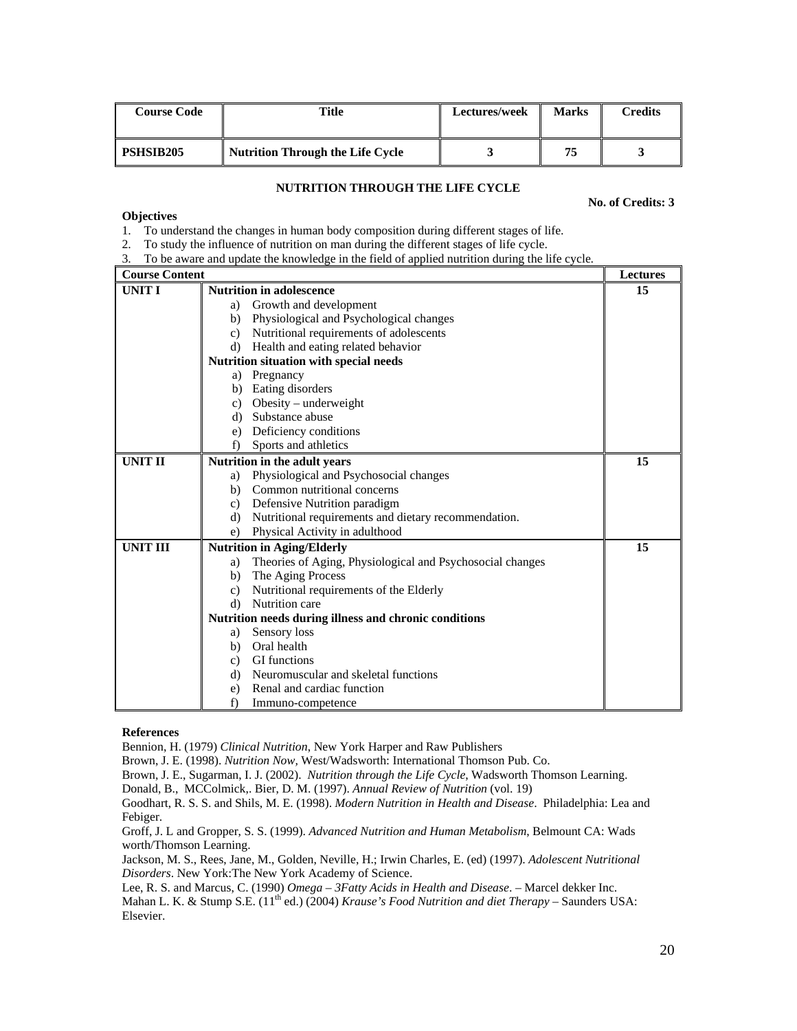| Course Code | Title | Lectures/week | Marks | Credits |
|---|---|---|---|---|
| PSHSIB205 | Nutrition Through the Life Cycle | 3 | 75 | 3 |

## NUTRITION THROUGH THE LIFE CYCLE

**No. of Credits: 3**

**Objectives**

1. To understand the changes in human body composition during different stages of life.
2. To study the influence of nutrition on man during the different stages of life cycle.
3. To be aware and update the knowledge in the field of applied nutrition during the life cycle.

| Course Content | | Lectures |
|---|---|---|
| **UNIT I** | **Nutrition in adolescence**<br>a) Growth and development<br>b) Physiological and Psychological changes<br>c) Nutritional requirements of adolescents<br>d) Health and eating related behavior<br>**Nutrition situation with special needs**<br>a) Pregnancy<br>b) Eating disorders<br>c) Obesity – underweight<br>d) Substance abuse<br>e) Deficiency conditions<br>f) Sports and athletics | **15** |
| **UNIT II** | **Nutrition in the adult years**<br>a) Physiological and Psychosocial changes<br>b) Common nutritional concerns<br>c) Defensive Nutrition paradigm<br>d) Nutritional requirements and dietary recommendation.<br>e) Physical Activity in adulthood | **15** |
| **UNIT III** | **Nutrition in Aging/Elderly**<br>a) Theories of Aging, Physiological and Psychosocial changes<br>b) The Aging Process<br>c) Nutritional requirements of the Elderly<br>d) Nutrition care<br>**Nutrition needs during illness and chronic conditions**<br>a) Sensory loss<br>b) Oral health<br>c) GI functions<br>d) Neuromuscular and skeletal functions<br>e) Renal and cardiac function<br>f) Immuno-competence | **15** |

**References**

Bennion, H. (1979) *Clinical Nutrition*, New York Harper and Raw Publishers

Brown, J. E. (1998). *Nutrition Now*, West/Wadsworth: International Thomson Pub. Co.

Brown, J. E., Sugarman, I. J. (2002). *Nutrition through the Life Cycle*, Wadsworth Thomson Learning.

Donald, B., MCColmick,. Bier, D. M. (1997). *Annual Review of Nutrition* (vol. 19)

Goodhart, R. S. S. and Shils, M. E. (1998). *Modern Nutrition in Health and Disease*. Philadelphia: Lea and Febiger.

Groff, J. L and Gropper, S. S. (1999). *Advanced Nutrition and Human Metabolism*, Belmount CA: Wads worth/Thomson Learning.

Jackson, M. S., Rees, Jane, M., Golden, Neville, H.; Irwin Charles, E. (ed) (1997). *Adolescent Nutritional Disorders*. New York:The New York Academy of Science.

Lee, R. S. and Marcus, C. (1990) *Omega – 3Fatty Acids in Health and Disease*. – Marcel dekker Inc.

Mahan L. K. & Stump S.E. (11th ed.) (2004) *Krause's Food Nutrition and diet Therapy* – Saunders USA: Elsevier.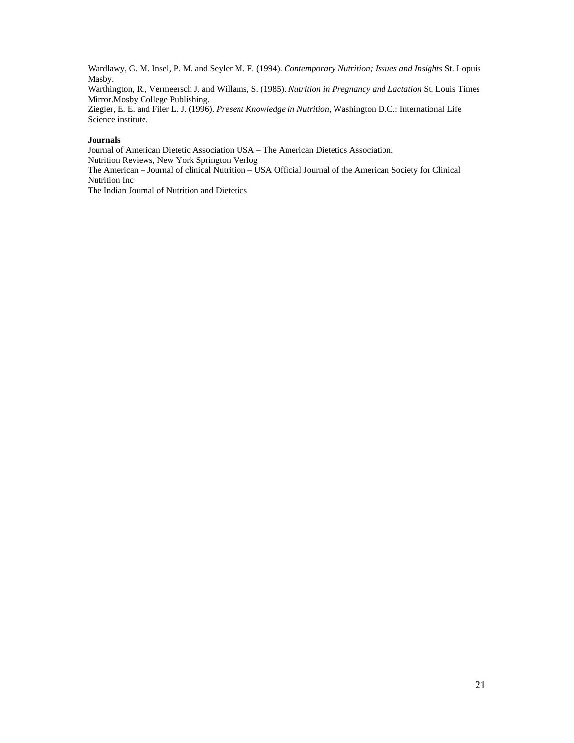Wardlawy, G. M. Insel, P. M. and Seyler M. F. (1994). *Contemporary Nutrition; Issues and Insights* St. Lopuis Masby.

Warthington, R., Vermeersch J. and Willams, S. (1985). *Nutrition in Pregnancy and Lactation* St. Louis Times Mirror.Mosby College Publishing.

Ziegler, E. E. and Filer L. J. (1996). *Present Knowledge in Nutrition,* Washington D.C.: International Life Science institute.

**Journals**

Journal of American Dietetic Association USA – The American Dietetics Association.

Nutrition Reviews, New York Springton Verlog

The American – Journal of clinical Nutrition – USA Official Journal of the American Society for Clinical Nutrition Inc

The Indian Journal of Nutrition and Dietetics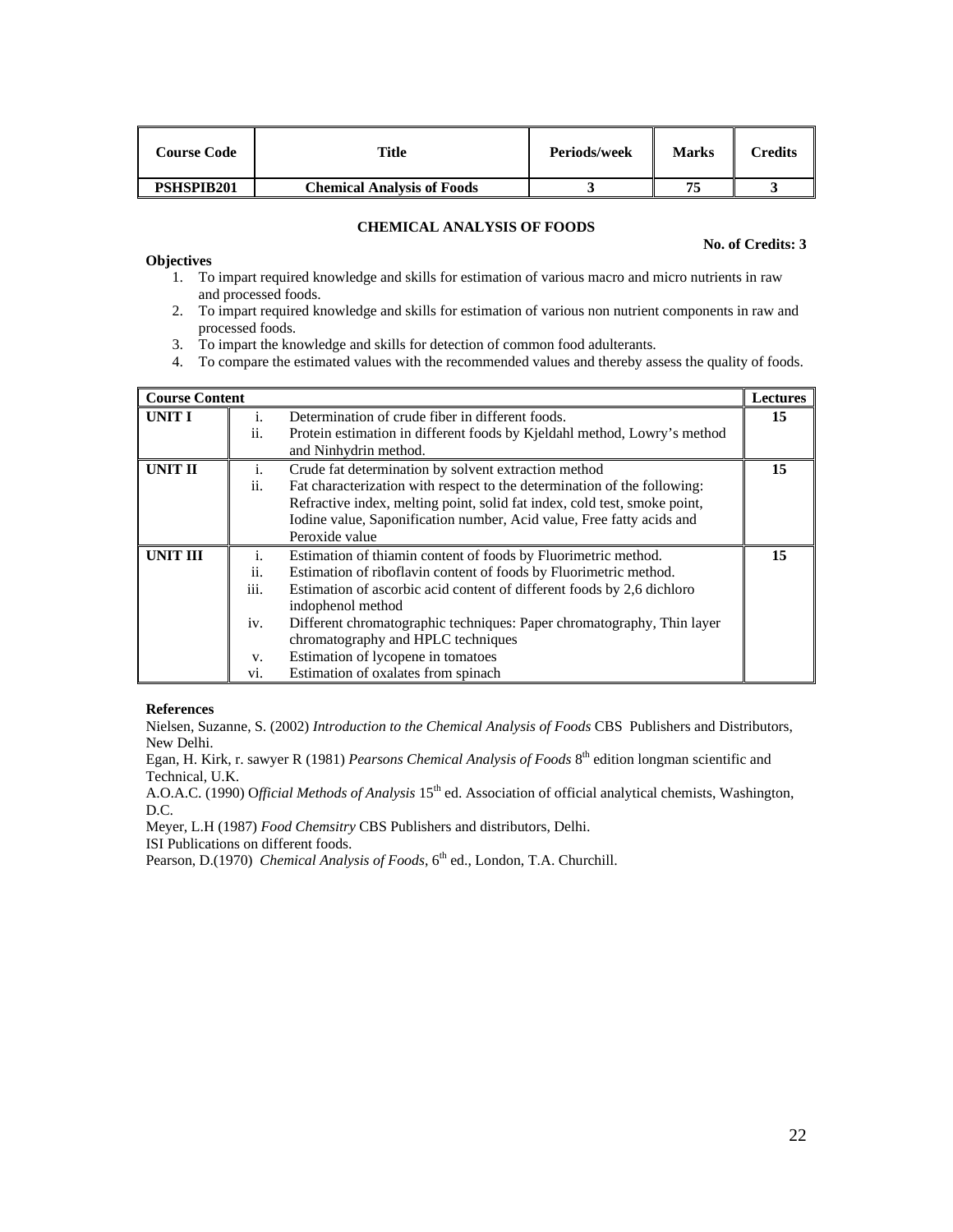| Course Code | Title | Periods/week | Marks | Credits |
|---|---|---|---|---|
| **PSHSPIB201** | **Chemical Analysis of Foods** | **3** | **75** | **3** |

## CHEMICAL ANALYSIS OF FOODS

**No. of Credits: 3**

**Objectives**

1. To impart required knowledge and skills for estimation of various macro and micro nutrients in raw and processed foods.
2. To impart required knowledge and skills for estimation of various non nutrient components in raw and processed foods.
3. To impart the knowledge and skills for detection of common food adulterants.
4. To compare the estimated values with the recommended values and thereby assess the quality of foods.

| Course Content | | Lectures |
|---|---|---|
| **UNIT I** | i. Determination of crude fiber in different foods.<br>ii. Protein estimation in different foods by Kjeldahl method, Lowry's method and Ninhydrin method. | **15** |
| **UNIT II** | i. Crude fat determination by solvent extraction method<br>ii. Fat characterization with respect to the determination of the following: Refractive index, melting point, solid fat index, cold test, smoke point, Iodine value, Saponification number, Acid value, Free fatty acids and Peroxide value | **15** |
| **UNIT III** | i. Estimation of thiamin content of foods by Fluorimetric method.<br>ii. Estimation of riboflavin content of foods by Fluorimetric method.<br>iii. Estimation of ascorbic acid content of different foods by 2,6 dichloro indophenol method<br>iv. Different chromatographic techniques: Paper chromatography, Thin layer chromatography and HPLC techniques<br>v. Estimation of lycopene in tomatoes<br>vi. Estimation of oxalates from spinach | **15** |

**References**

Nielsen, Suzanne, S. (2002) *Introduction to the Chemical Analysis of Foods* CBS Publishers and Distributors, New Delhi.

Egan, H. Kirk, r. sawyer R (1981) *Pearsons Chemical Analysis of Foods* 8th edition longman scientific and Technical, U.K.

A.O.A.C. (1990) O*fficial Methods of Analysis* 15th ed. Association of official analytical chemists, Washington, D.C.

Meyer, L.H (1987) *Food Chemsitry* CBS Publishers and distributors, Delhi.

ISI Publications on different foods.

Pearson, D.(1970) *Chemical Analysis of Foods*, 6th ed., London, T.A. Churchill.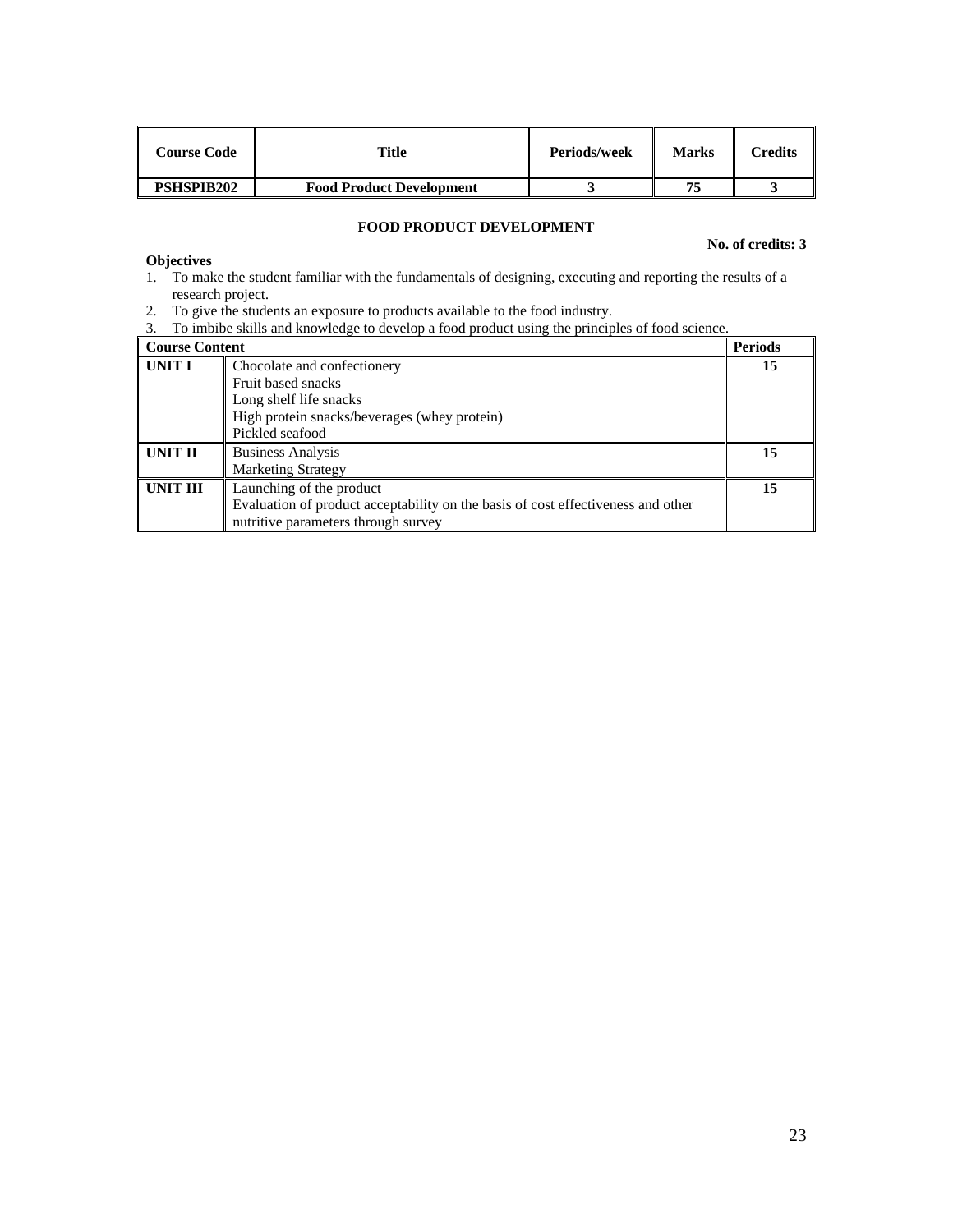| Course Code | Title | Periods/week | Marks | Credits |
|---|---|---|---|---|
| **PSHSPIB202** | **Food Product Development** | **3** | **75** | **3** |

### FOOD PRODUCT DEVELOPMENT

**No. of credits: 3**

**Objectives**

1. To make the student familiar with the fundamentals of designing, executing and reporting the results of a research project.
2. To give the students an exposure to products available to the food industry.
3. To imbibe skills and knowledge to develop a food product using the principles of food science.

| **Course Content** | | **Periods** |
|---|---|---|
| **UNIT I** | Chocolate and confectionery<br>Fruit based snacks<br>Long shelf life snacks<br>High protein snacks/beverages (whey protein)<br>Pickled seafood | **15** |
| **UNIT II** | Business Analysis<br>Marketing Strategy | **15** |
| **UNIT III** | Launching of the product<br>Evaluation of product acceptability on the basis of cost effectiveness and other nutritive parameters through survey | **15** |